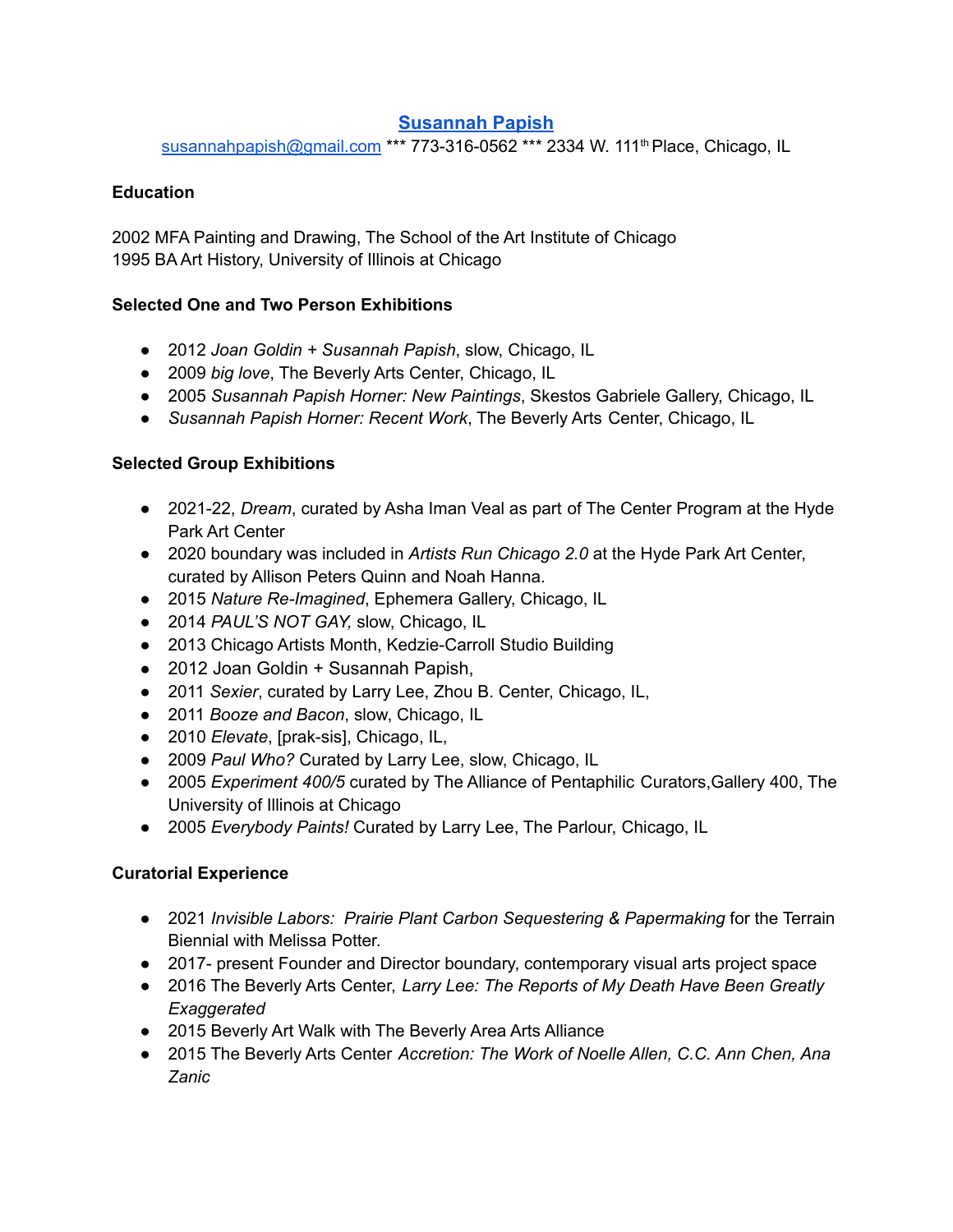# [Susannah Papish](#)

[susannahpapish@gmail.com](mailto:susannahpapish@gmail.com) *** 773-316-0562 *** 2334 W. 111th Place, Chicago, IL

**Education**

2002 MFA Painting and Drawing, The School of the Art Institute of Chicago
1995 BA Art History, University of Illinois at Chicago

**Selected One and Two Person Exhibitions**

- 2012 *Joan Goldin + Susannah Papish*, slow, Chicago, IL
- 2009 *big love*, The Beverly Arts Center, Chicago, IL
- 2005 *Susannah Papish Horner: New Paintings*, Skestos Gabriele Gallery, Chicago, IL
- *Susannah Papish Horner: Recent Work*, The Beverly Arts Center, Chicago, IL

**Selected Group Exhibitions**

- 2021-22, *Dream*, curated by Asha Iman Veal as part of The Center Program at the Hyde Park Art Center
- 2020 boundary was included in *Artists Run Chicago 2.0* at the Hyde Park Art Center, curated by Allison Peters Quinn and Noah Hanna.
- 2015 *Nature Re-Imagined*, Ephemera Gallery, Chicago, IL
- 2014 *PAUL'S NOT GAY,* slow, Chicago, IL
- 2013 Chicago Artists Month, Kedzie-Carroll Studio Building
- 2012 Joan Goldin + Susannah Papish,
- 2011 *Sexier*, curated by Larry Lee, Zhou B. Center, Chicago, IL,
- 2011 *Booze and Bacon*, slow, Chicago, IL
- 2010 *Elevate*, [prak-sis], Chicago, IL,
- 2009 *Paul Who?* Curated by Larry Lee, slow, Chicago, IL
- 2005 *Experiment 400/5* curated by The Alliance of Pentaphilic Curators,Gallery 400, The University of Illinois at Chicago
- 2005 *Everybody Paints!* Curated by Larry Lee, The Parlour, Chicago, IL

**Curatorial Experience**

- 2021 *Invisible Labors: Prairie Plant Carbon Sequestering & Papermaking* for the Terrain Biennial with Melissa Potter.
- 2017- present Founder and Director boundary, contemporary visual arts project space
- 2016 The Beverly Arts Center, *Larry Lee: The Reports of My Death Have Been Greatly Exaggerated*
- 2015 Beverly Art Walk with The Beverly Area Arts Alliance
- 2015 The Beverly Arts Center *Accretion: The Work of Noelle Allen, C.C. Ann Chen, Ana Zanic*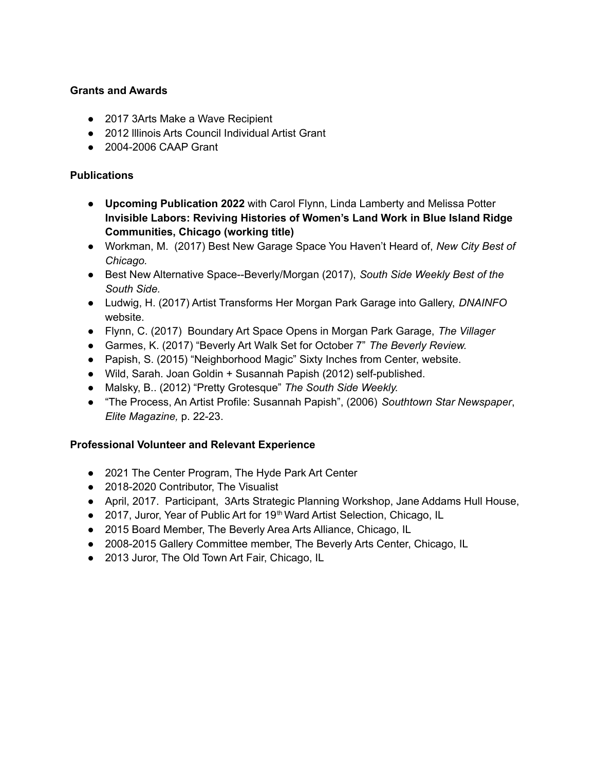**Grants and Awards**

- 2017 3Arts Make a Wave Recipient
- 2012 Illinois Arts Council Individual Artist Grant
- 2004-2006 CAAP Grant

**Publications**

- **Upcoming Publication 2022** with Carol Flynn, Linda Lamberty and Melissa Potter **Invisible Labors: Reviving Histories of Women's Land Work in Blue Island Ridge Communities, Chicago (working title)**
- Workman, M. (2017) Best New Garage Space You Haven't Heard of, *New City Best of Chicago.*
- Best New Alternative Space--Beverly/Morgan (2017), *South Side Weekly Best of the South Side.*
- Ludwig, H. (2017) Artist Transforms Her Morgan Park Garage into Gallery, *DNAINFO* website.
- Flynn, C. (2017) Boundary Art Space Opens in Morgan Park Garage, *The Villager*
- Garmes, K. (2017) "Beverly Art Walk Set for October 7" *The Beverly Review.*
- Papish, S. (2015) "Neighborhood Magic" Sixty Inches from Center, website.
- Wild, Sarah. Joan Goldin + Susannah Papish (2012) self-published.
- Malsky, B.. (2012) "Pretty Grotesque" *The South Side Weekly.*
- "The Process, An Artist Profile: Susannah Papish", (2006) *Southtown Star Newspaper*, *Elite Magazine,* p. 22-23.

**Professional Volunteer and Relevant Experience**

- 2021 The Center Program, The Hyde Park Art Center
- 2018-2020 Contributor, The Visualist
- April, 2017. Participant, 3Arts Strategic Planning Workshop, Jane Addams Hull House,
- 2017, Juror, Year of Public Art for 19th Ward Artist Selection, Chicago, IL
- 2015 Board Member, The Beverly Area Arts Alliance, Chicago, IL
- 2008-2015 Gallery Committee member, The Beverly Arts Center, Chicago, IL
- 2013 Juror, The Old Town Art Fair, Chicago, IL